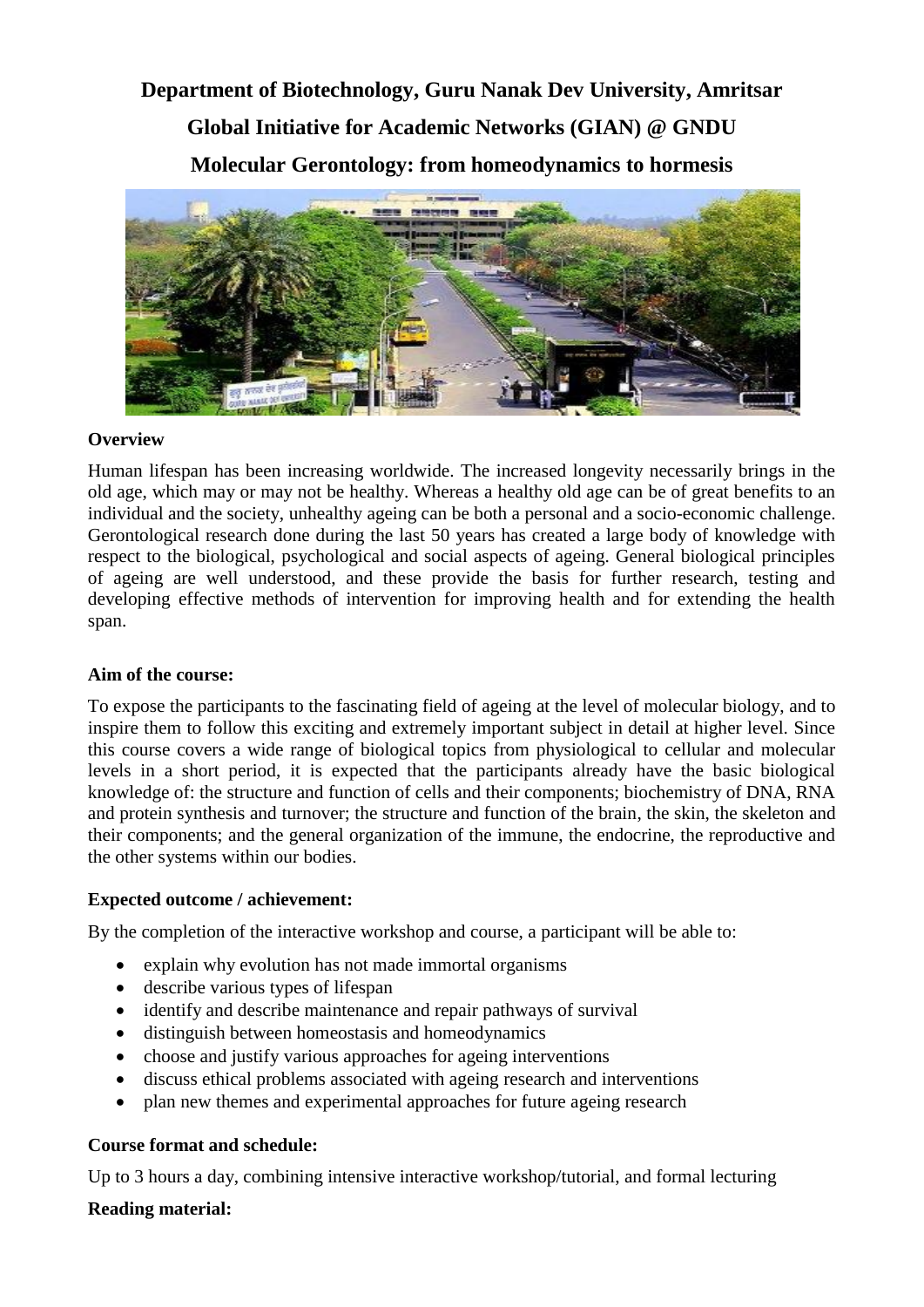# Department of Biotechnology, Guru Nanak Dev University, Amritsar

# Global Initiative for Academic Networks (GIAN) @ GNDU

# Molecular Gerontology: from homeodynamics to hormesis

**Overview**

Human lifespan has been increasing worldwide. The increased longevity necessarily brings in the old age, which may or may not be healthy. Whereas a healthy old age can be of great benefits to an individual and the society, unhealthy ageing can be both a personal and a socio-economic challenge. Gerontological research done during the last 50 years has created a large body of knowledge with respect to the biological, psychological and social aspects of ageing. General biological principles of ageing are well understood, and these provide the basis for further research, testing and developing effective methods of intervention for improving health and for extending the health span.

**Aim of the course:**

To expose the participants to the fascinating field of ageing at the level of molecular biology, and to inspire them to follow this exciting and extremely important subject in detail at higher level. Since this course covers a wide range of biological topics from physiological to cellular and molecular levels in a short period, it is expected that the participants already have the basic biological knowledge of: the structure and function of cells and their components; biochemistry of DNA, RNA and protein synthesis and turnover; the structure and function of the brain, the skin, the skeleton and their components; and the general organization of the immune, the endocrine, the reproductive and the other systems within our bodies.

**Expected outcome / achievement:**

By the completion of the interactive workshop and course, a participant will be able to:

- explain why evolution has not made immortal organisms
- describe various types of lifespan
- identify and describe maintenance and repair pathways of survival
- distinguish between homeostasis and homeodynamics
- choose and justify various approaches for ageing interventions
- discuss ethical problems associated with ageing research and interventions
- plan new themes and experimental approaches for future ageing research

**Course format and schedule:**

Up to 3 hours a day, combining intensive interactive workshop/tutorial, and formal lecturing

**Reading material:**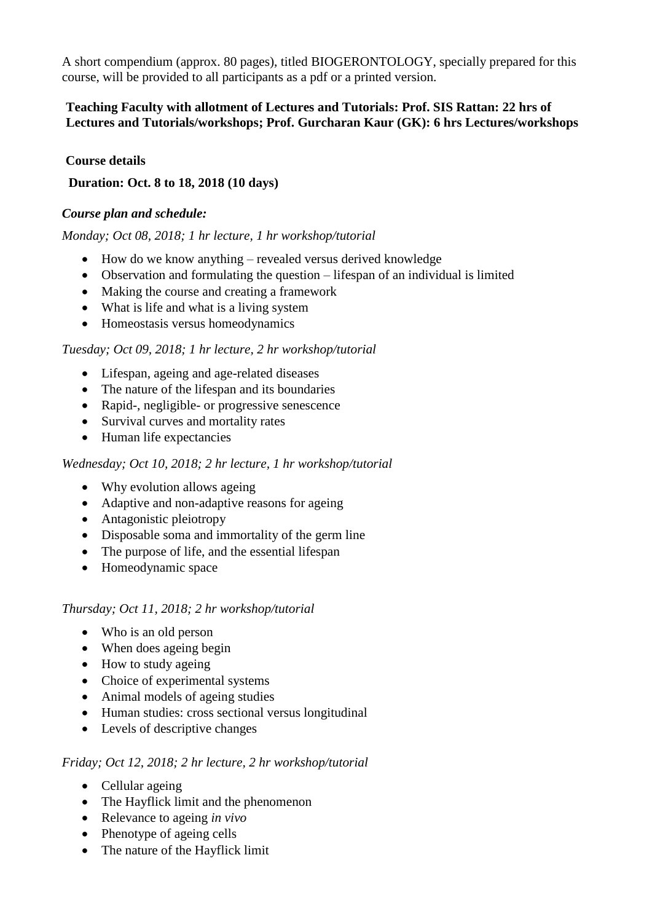A short compendium (approx. 80 pages), titled BIOGERONTOLOGY, specially prepared for this course, will be provided to all participants as a pdf or a printed version.

**Teaching Faculty with allotment of Lectures and Tutorials: Prof. SIS Rattan: 22 hrs of Lectures and Tutorials/workshops; Prof. Gurcharan Kaur (GK): 6 hrs Lectures/workshops**

**Course details**

**Duration: Oct. 8 to 18, 2018 (10 days)**

***Course plan and schedule:***

*Monday; Oct 08, 2018; 1 hr lecture, 1 hr workshop/tutorial*

- How do we know anything – revealed versus derived knowledge
- Observation and formulating the question – lifespan of an individual is limited
- Making the course and creating a framework
- What is life and what is a living system
- Homeostasis versus homeodynamics

*Tuesday; Oct 09, 2018; 1 hr lecture, 2 hr workshop/tutorial*

- Lifespan, ageing and age-related diseases
- The nature of the lifespan and its boundaries
- Rapid-, negligible- or progressive senescence
- Survival curves and mortality rates
- Human life expectancies

*Wednesday; Oct 10, 2018; 2 hr lecture, 1 hr workshop/tutorial*

- Why evolution allows ageing
- Adaptive and non-adaptive reasons for ageing
- Antagonistic pleiotropy
- Disposable soma and immortality of the germ line
- The purpose of life, and the essential lifespan
- Homeodynamic space

*Thursday; Oct 11, 2018; 2 hr workshop/tutorial*

- Who is an old person
- When does ageing begin
- How to study ageing
- Choice of experimental systems
- Animal models of ageing studies
- Human studies: cross sectional versus longitudinal
- Levels of descriptive changes

*Friday; Oct 12, 2018; 2 hr lecture, 2 hr workshop/tutorial*

- Cellular ageing
- The Hayflick limit and the phenomenon
- Relevance to ageing *in vivo*
- Phenotype of ageing cells
- The nature of the Hayflick limit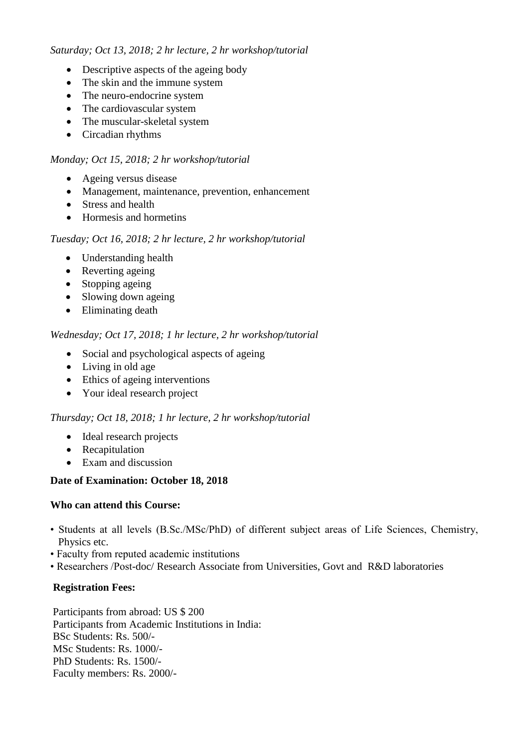*Saturday; Oct 13, 2018; 2 hr lecture, 2 hr workshop/tutorial*

- Descriptive aspects of the ageing body
- The skin and the immune system
- The neuro-endocrine system
- The cardiovascular system
- The muscular-skeletal system
- Circadian rhythms

*Monday; Oct 15, 2018; 2 hr workshop/tutorial*

- Ageing versus disease
- Management, maintenance, prevention, enhancement
- Stress and health
- Hormesis and hormetins

*Tuesday; Oct 16, 2018; 2 hr lecture, 2 hr workshop/tutorial*

- Understanding health
- Reverting ageing
- Stopping ageing
- Slowing down ageing
- Eliminating death

*Wednesday; Oct 17, 2018; 1 hr lecture, 2 hr workshop/tutorial*

- Social and psychological aspects of ageing
- Living in old age
- Ethics of ageing interventions
- Your ideal research project

*Thursday; Oct 18, 2018; 1 hr lecture, 2 hr workshop/tutorial*

- Ideal research projects
- Recapitulation
- Exam and discussion

**Date of Examination: October 18, 2018**

**Who can attend this Course:**

- Students at all levels (B.Sc./MSc/PhD) of different subject areas of Life Sciences, Chemistry, Physics etc.
- Faculty from reputed academic institutions
- Researchers /Post-doc/ Research Associate from Universities, Govt and R&D laboratories

**Registration Fees:**

Participants from abroad: US $ 200
Participants from Academic Institutions in India:
BSc Students: Rs. 500/-
MSc Students: Rs. 1000/-
PhD Students: Rs. 1500/-
Faculty members: Rs. 2000/-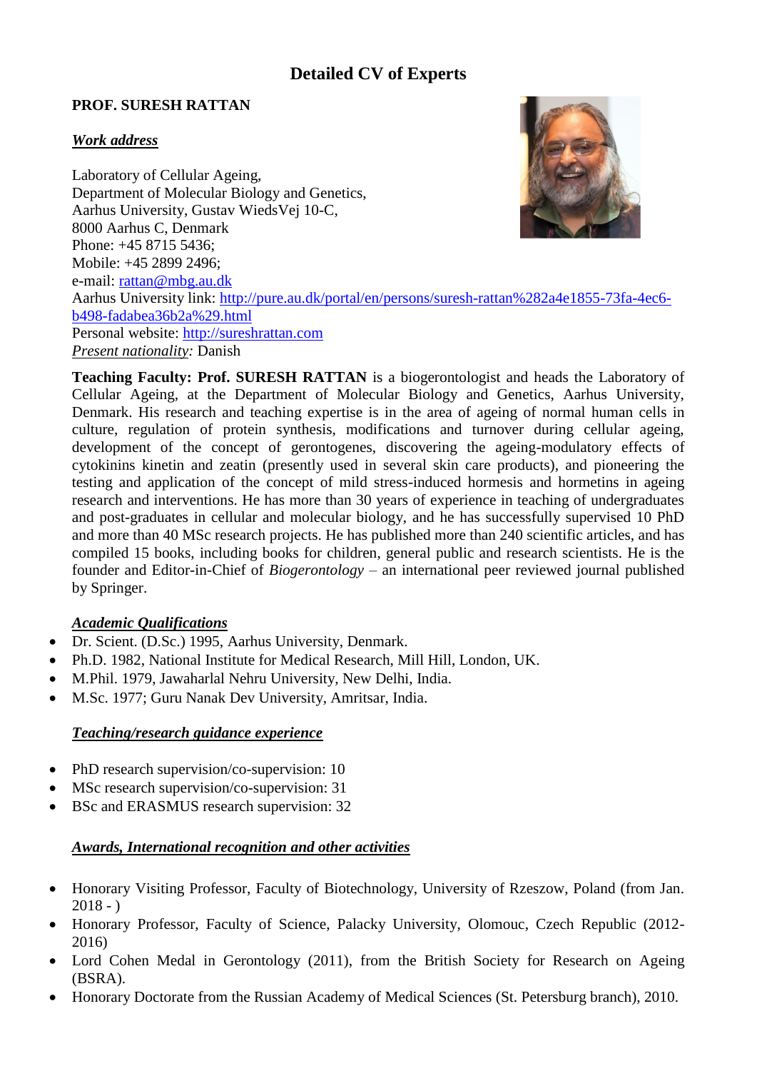# Detailed CV of Experts

**PROF. SURESH RATTAN**

***Work address***

Laboratory of Cellular Ageing,
Department of Molecular Biology and Genetics,
Aarhus University, Gustav WiedsVej 10-C,
8000 Aarhus C, Denmark
Phone: +45 8715 5436;
Mobile: +45 2899 2496;
e-mail: rattan@mbg.au.dk
Aarhus University link: http://pure.au.dk/portal/en/persons/suresh-rattan%282a4e1855-73fa-4ec6-b498-fadabea36b2a%29.html
Personal website: http://sureshrattan.com
*Present nationality:* Danish

**Teaching Faculty: Prof. SURESH RATTAN** is a biogerontologist and heads the Laboratory of Cellular Ageing, at the Department of Molecular Biology and Genetics, Aarhus University, Denmark. His research and teaching expertise is in the area of ageing of normal human cells in culture, regulation of protein synthesis, modifications and turnover during cellular ageing, development of the concept of gerontogenes, discovering the ageing-modulatory effects of cytokinins kinetin and zeatin (presently used in several skin care products), and pioneering the testing and application of the concept of mild stress-induced hormesis and hormetins in ageing research and interventions. He has more than 30 years of experience in teaching of undergraduates and post-graduates in cellular and molecular biology, and he has successfully supervised 10 PhD and more than 40 MSc research projects. He has published more than 240 scientific articles, and has compiled 15 books, including books for children, general public and research scientists. He is the founder and Editor-in-Chief of *Biogerontology* – an international peer reviewed journal published by Springer.

***Academic Qualifications***

- Dr. Scient. (D.Sc.) 1995, Aarhus University, Denmark.
- Ph.D. 1982, National Institute for Medical Research, Mill Hill, London, UK.
- M.Phil. 1979, Jawaharlal Nehru University, New Delhi, India.
- M.Sc. 1977; Guru Nanak Dev University, Amritsar, India.

***Teaching/research guidance experience***

- PhD research supervision/co-supervision: 10
- MSc research supervision/co-supervision: 31
- BSc and ERASMUS research supervision: 32

***Awards, International recognition and other activities***

- Honorary Visiting Professor, Faculty of Biotechnology, University of Rzeszow, Poland (from Jan. 2018 - )
- Honorary Professor, Faculty of Science, Palacky University, Olomouc, Czech Republic (2012-2016)
- Lord Cohen Medal in Gerontology (2011), from the British Society for Research on Ageing (BSRA).
- Honorary Doctorate from the Russian Academy of Medical Sciences (St. Petersburg branch), 2010.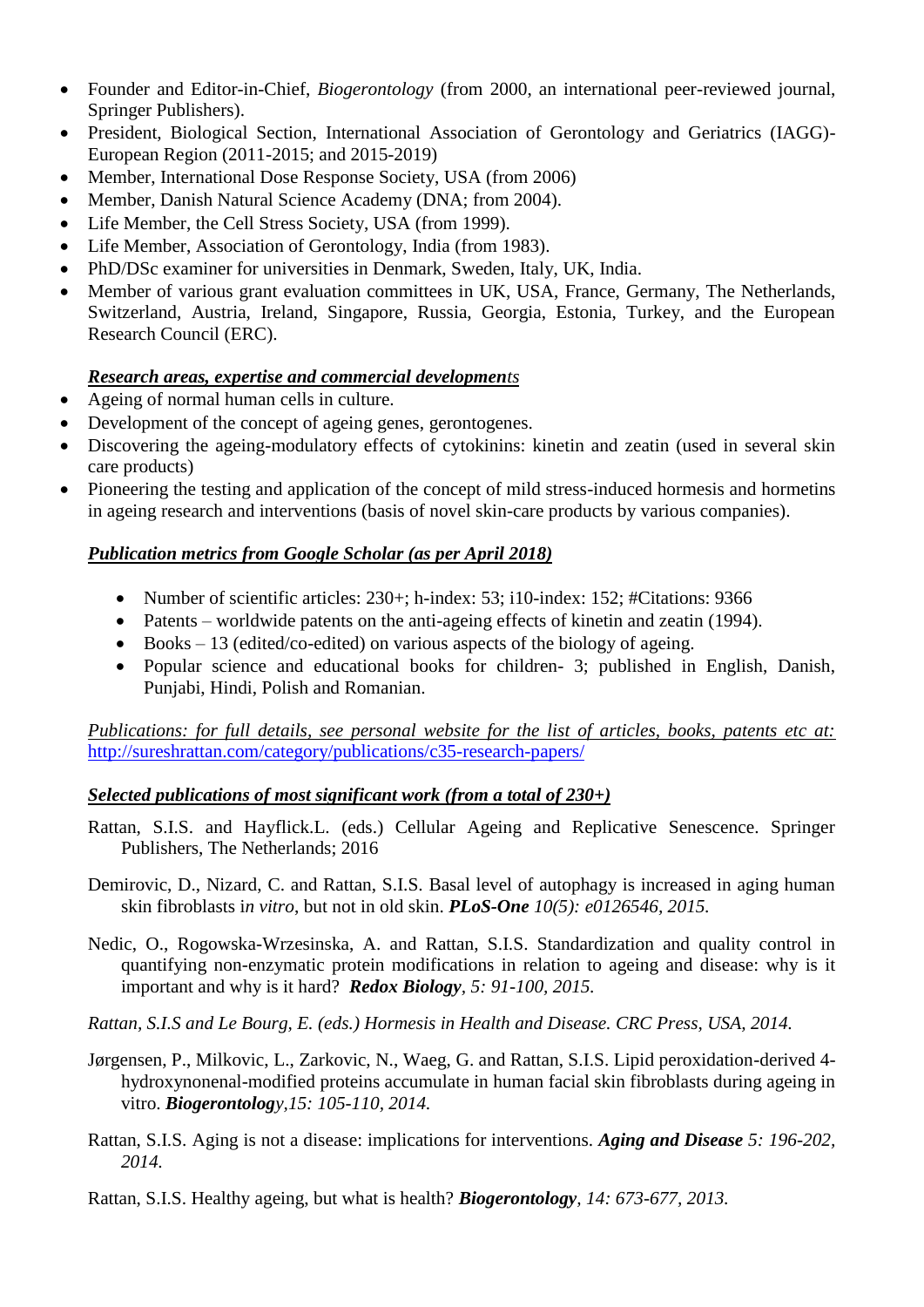- Founder and Editor-in-Chief, *Biogerontology* (from 2000, an international peer-reviewed journal, Springer Publishers).
- President, Biological Section, International Association of Gerontology and Geriatrics (IAGG)-European Region (2011-2015; and 2015-2019)
- Member, International Dose Response Society, USA (from 2006)
- Member, Danish Natural Science Academy (DNA; from 2004).
- Life Member, the Cell Stress Society, USA (from 1999).
- Life Member, Association of Gerontology, India (from 1983).
- PhD/DSc examiner for universities in Denmark, Sweden, Italy, UK, India.
- Member of various grant evaluation committees in UK, USA, France, Germany, The Netherlands, Switzerland, Austria, Ireland, Singapore, Russia, Georgia, Estonia, Turkey, and the European Research Council (ERC).

***Research areas, expertise and commercial developments***

- Ageing of normal human cells in culture.
- Development of the concept of ageing genes, gerontogenes.
- Discovering the ageing-modulatory effects of cytokinins: kinetin and zeatin (used in several skin care products)
- Pioneering the testing and application of the concept of mild stress-induced hormesis and hormetins in ageing research and interventions (basis of novel skin-care products by various companies).

***Publication metrics from Google Scholar (as per April 2018)***

- Number of scientific articles: 230+; h-index: 53; i10-index: 152; #Citations: 9366
- Patents – worldwide patents on the anti-ageing effects of kinetin and zeatin (1994).
- Books – 13 (edited/co-edited) on various aspects of the biology of ageing.
- Popular science and educational books for children- 3; published in English, Danish, Punjabi, Hindi, Polish and Romanian.

*Publications: for full details, see personal website for the list of articles, books, patents etc at:* http://sureshrattan.com/category/publications/c35-research-papers/

***Selected publications of most significant work (from a total of 230+)***

Rattan, S.I.S. and Hayflick.L. (eds.) Cellular Ageing and Replicative Senescence. Springer Publishers, The Netherlands; 2016

Demirovic, D., Nizard, C. and Rattan, S.I.S. Basal level of autophagy is increased in aging human skin fibroblasts i*n vitro*, but not in old skin. ***PLoS-One*** *10(5): e0126546, 2015.*

Nedic, O., Rogowska-Wrzesinska, A. and Rattan, S.I.S. Standardization and quality control in quantifying non-enzymatic protein modifications in relation to ageing and disease: why is it important and why is it hard? ***Redox Biology****, 5: 91-100, 2015.*

*Rattan, S.I.S and Le Bourg, E. (eds.) Hormesis in Health and Disease. CRC Press, USA, 2014.*

Jørgensen, P., Milkovic, L., Zarkovic, N., Waeg, G. and Rattan, S.I.S. Lipid peroxidation-derived 4-hydroxynonenal-modified proteins accumulate in human facial skin fibroblasts during ageing in vitro. ***Biogerontology****,15: 105-110, 2014.*

Rattan, S.I.S. Aging is not a disease: implications for interventions. ***Aging and Disease*** *5: 196-202, 2014.*

Rattan, S.I.S. Healthy ageing, but what is health? ***Biogerontology****, 14: 673-677, 2013.*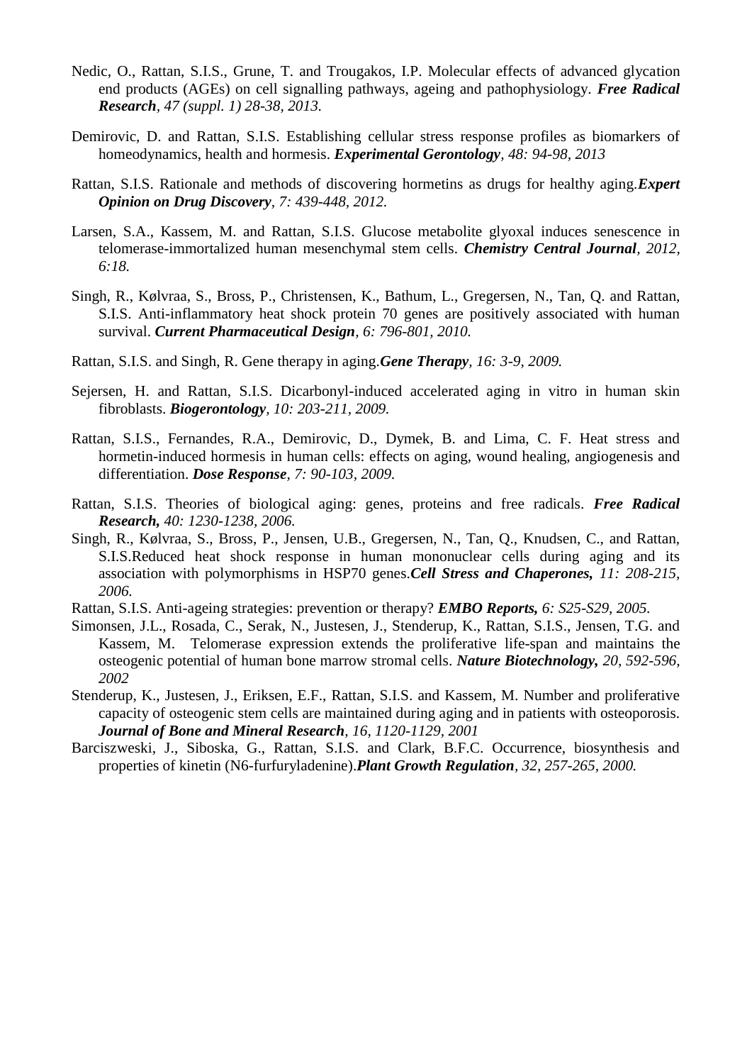Nedic, O., Rattan, S.I.S., Grune, T. and Trougakos, I.P. Molecular effects of advanced glycation end products (AGEs) on cell signalling pathways, ageing and pathophysiology. ***Free Radical Research***, *47 (suppl. 1) 28-38, 2013*.

Demirovic, D. and Rattan, S.I.S. Establishing cellular stress response profiles as biomarkers of homeodynamics, health and hormesis. ***Experimental Gerontology***, *48: 94-98, 2013*

Rattan, S.I.S. Rationale and methods of discovering hormetins as drugs for healthy aging.***Expert Opinion on Drug Discovery***, *7: 439-448, 2012.*

Larsen, S.A., Kassem, M. and Rattan, S.I.S. Glucose metabolite glyoxal induces senescence in telomerase-immortalized human mesenchymal stem cells. ***Chemistry Central Journal***, *2012, 6:18.*

Singh, R., Kølvraa, S., Bross, P., Christensen, K., Bathum, L., Gregersen, N., Tan, Q. and Rattan, S.I.S. Anti-inflammatory heat shock protein 70 genes are positively associated with human survival. ***Current Pharmaceutical Design***, *6: 796-801, 2010.*

Rattan, S.I.S. and Singh, R. Gene therapy in aging.***Gene Therapy***, *16: 3-9, 2009.*

Sejersen, H. and Rattan, S.I.S. Dicarbonyl-induced accelerated aging in vitro in human skin fibroblasts. ***Biogerontology***, *10: 203-211, 2009.*

Rattan, S.I.S., Fernandes, R.A., Demirovic, D., Dymek, B. and Lima, C. F. Heat stress and hormetin-induced hormesis in human cells: effects on aging, wound healing, angiogenesis and differentiation. ***Dose Response***, *7: 90-103, 2009.*

Rattan, S.I.S. Theories of biological aging: genes, proteins and free radicals. ***Free Radical Research,*** *40: 1230-1238, 2006.*

Singh, R., Kølvraa, S., Bross, P., Jensen, U.B., Gregersen, N., Tan, Q., Knudsen, C., and Rattan, S.I.S.Reduced heat shock response in human mononuclear cells during aging and its association with polymorphisms in HSP70 genes.***Cell Stress and Chaperones,*** *11: 208-215, 2006.*

Rattan, S.I.S. Anti-ageing strategies: prevention or therapy? ***EMBO Reports,*** *6: S25-S29, 2005.*

Simonsen, J.L., Rosada, C., Serak, N., Justesen, J., Stenderup, K., Rattan, S.I.S., Jensen, T.G. and Kassem, M. Telomerase expression extends the proliferative life-span and maintains the osteogenic potential of human bone marrow stromal cells. ***Nature Biotechnology,*** *20, 592-596, 2002*

Stenderup, K., Justesen, J., Eriksen, E.F., Rattan, S.I.S. and Kassem, M. Number and proliferative capacity of osteogenic stem cells are maintained during aging and in patients with osteoporosis. ***Journal of Bone and Mineral Research***, *16, 1120-1129, 2001*

Barciszweski, J., Siboska, G., Rattan, S.I.S. and Clark, B.F.C. Occurrence, biosynthesis and properties of kinetin (N6-furfuryladenine).***Plant Growth Regulation***, *32, 257-265, 2000.*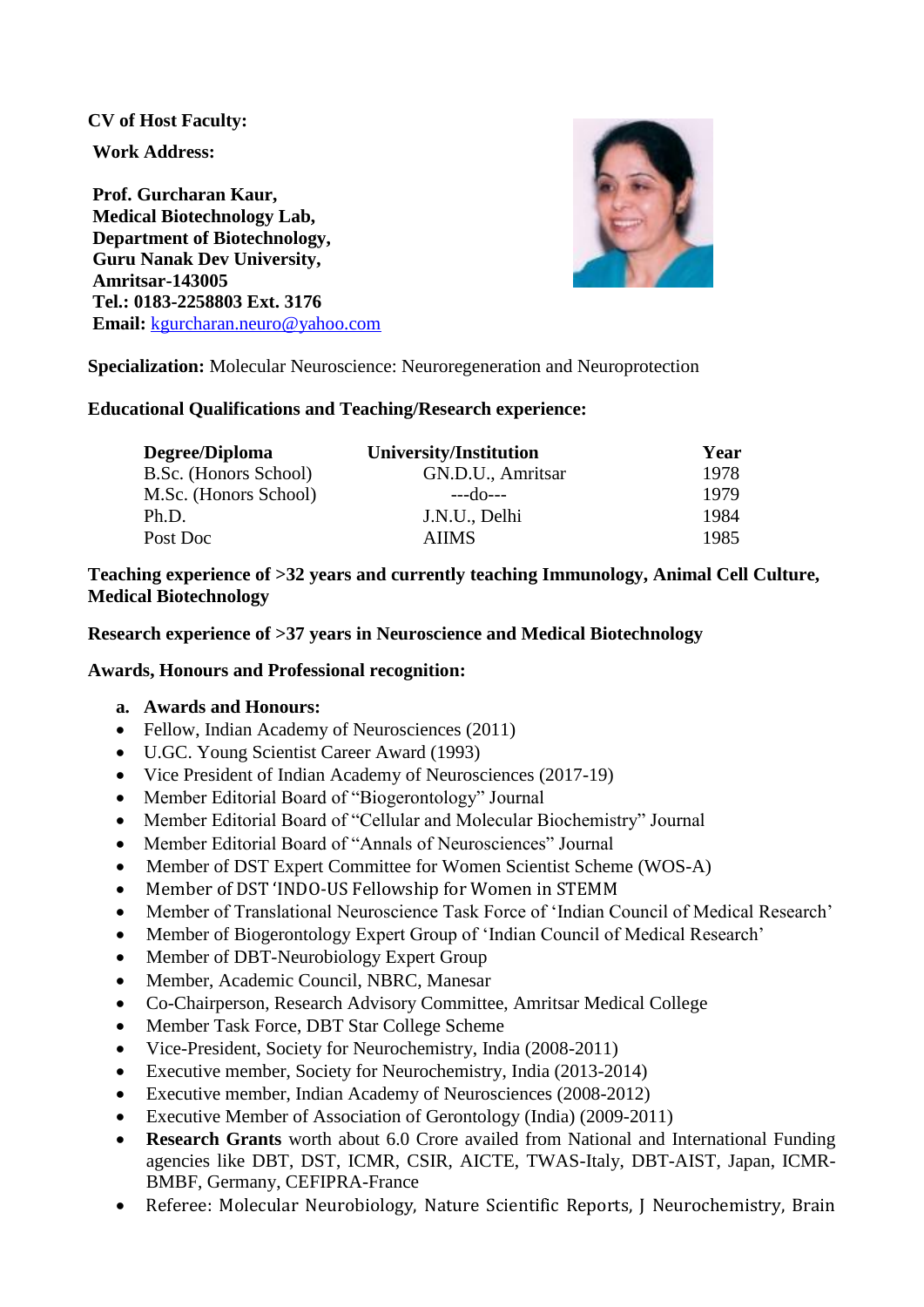**CV of Host Faculty:**

**Work Address:**

**Prof. Gurcharan Kaur,**
**Medical Biotechnology Lab,**
**Department of Biotechnology,**
**Guru Nanak Dev University,**
**Amritsar-143005**
**Tel.: 0183-2258803 Ext. 3176**
**Email:** kgurcharan.neuro@yahoo.com

**Specialization:** Molecular Neuroscience: Neuroregeneration and Neuroprotection

**Educational Qualifications and Teaching/Research experience:**

| Degree/Diploma | University/Institution | Year |
|---|---|---|
| B.Sc. (Honors School) | GN.D.U., Amritsar | 1978 |
| M.Sc. (Honors School) | ---do--- | 1979 |
| Ph.D. | J.N.U., Delhi | 1984 |
| Post Doc | AIIMS | 1985 |

**Teaching experience of >32 years and currently teaching Immunology, Animal Cell Culture, Medical Biotechnology**

**Research experience of >37 years in Neuroscience and Medical Biotechnology**

**Awards, Honours and Professional recognition:**

**a. Awards and Honours:**

- Fellow, Indian Academy of Neurosciences (2011)
- U.G.C. Young Scientist Career Award (1993)
- Vice President of Indian Academy of Neurosciences (2017-19)
- Member Editorial Board of "Biogerontology" Journal
- Member Editorial Board of "Cellular and Molecular Biochemistry" Journal
- Member Editorial Board of "Annals of Neurosciences" Journal
- Member of DST Expert Committee for Women Scientist Scheme (WOS-A)
- Member of DST 'INDO-US Fellowship for Women in STEMM
- Member of Translational Neuroscience Task Force of 'Indian Council of Medical Research'
- Member of Biogerontology Expert Group of 'Indian Council of Medical Research'
- Member of DBT-Neurobiology Expert Group
- Member, Academic Council, NBRC, Manesar
- Co-Chairperson, Research Advisory Committee, Amritsar Medical College
- Member Task Force, DBT Star College Scheme
- Vice-President, Society for Neurochemistry, India (2008-2011)
- Executive member, Society for Neurochemistry, India (2013-2014)
- Executive member, Indian Academy of Neurosciences (2008-2012)
- Executive Member of Association of Gerontology (India) (2009-2011)
- **Research Grants** worth about 6.0 Crore availed from National and International Funding agencies like DBT, DST, ICMR, CSIR, AICTE, TWAS-Italy, DBT-AIST, Japan, ICMR-BMBF, Germany, CEFIPRA-France
- Referee: Molecular Neurobiology, Nature Scientific Reports, J Neurochemistry, Brain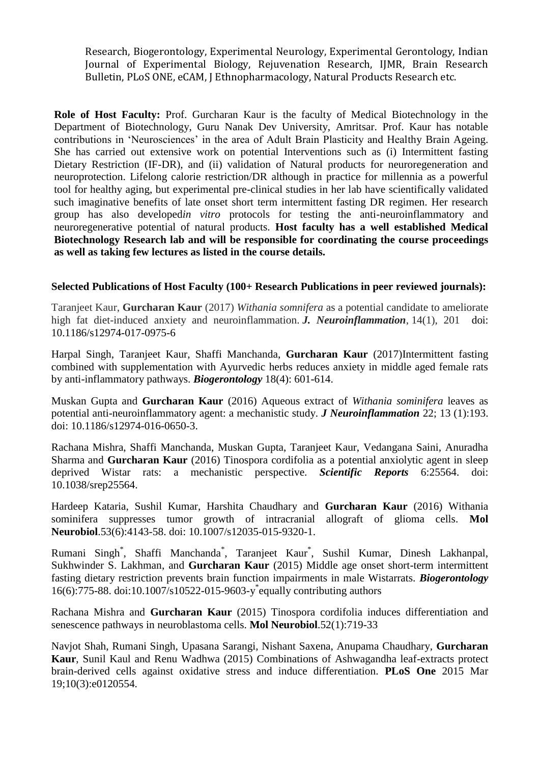Research, Biogerontology, Experimental Neurology, Experimental Gerontology, Indian Journal of Experimental Biology, Rejuvenation Research, IJMR, Brain Research Bulletin, PLoS ONE, eCAM, J Ethnopharmacology, Natural Products Research etc.

**Role of Host Faculty:** Prof. Gurcharan Kaur is the faculty of Medical Biotechnology in the Department of Biotechnology, Guru Nanak Dev University, Amritsar. Prof. Kaur has notable contributions in 'Neurosciences' in the area of Adult Brain Plasticity and Healthy Brain Ageing. She has carried out extensive work on potential Interventions such as (i) Intermittent fasting Dietary Restriction (IF-DR), and (ii) validation of Natural products for neuroregeneration and neuroprotection. Lifelong calorie restriction/DR although in practice for millennia as a powerful tool for healthy aging, but experimental pre-clinical studies in her lab have scientifically validated such imaginative benefits of late onset short term intermittent fasting DR regimen. Her research group has also developed*in vitro* protocols for testing the anti-neuroinflammatory and neuroregenerative potential of natural products. **Host faculty has a well established Medical Biotechnology Research lab and will be responsible for coordinating the course proceedings as well as taking few lectures as listed in the course details.**

**Selected Publications of Host Faculty (100+ Research Publications in peer reviewed journals):**

Taranjeet Kaur, **Gurcharan Kaur** (2017) *Withania somnifera* as a potential candidate to ameliorate high fat diet-induced anxiety and neuroinflammation. ***J. Neuroinflammation***, 14(1), 201 doi: 10.1186/s12974-017-0975-6

Harpal Singh, Taranjeet Kaur, Shaffi Manchanda, **Gurcharan Kaur** (2017)Intermittent fasting combined with supplementation with Ayurvedic herbs reduces anxiety in middle aged female rats by anti-inflammatory pathways. ***Biogerontology*** 18(4): 601-614.

Muskan Gupta and **Gurcharan Kaur** (2016) Aqueous extract of *Withania sominifera* leaves as potential anti-neuroinflammatory agent: a mechanistic study. ***J Neuroinflammation*** 22; 13 (1):193. doi: 10.1186/s12974-016-0650-3.

Rachana Mishra, Shaffi Manchanda, Muskan Gupta, Taranjeet Kaur, Vedangana Saini, Anuradha Sharma and **Gurcharan Kaur** (2016) Tinospora cordifolia as a potential anxiolytic agent in sleep deprived Wistar rats: a mechanistic perspective. ***Scientific Reports*** 6:25564. doi: 10.1038/srep25564.

Hardeep Kataria, Sushil Kumar, Harshita Chaudhary and **Gurcharan Kaur** (2016) Withania sominifera suppresses tumor growth of intracranial allograft of glioma cells. **Mol Neurobiol**.53(6):4143-58. doi: 10.1007/s12035-015-9320-1.

Rumani Singh*, Shaffi Manchanda*, Taranjeet Kaur*, Sushil Kumar, Dinesh Lakhanpal, Sukhwinder S. Lakhman, and **Gurcharan Kaur** (2015) Middle age onset short-term intermittent fasting dietary restriction prevents brain function impairments in male Wistarrats. ***Biogerontology*** 16(6):775-88. doi:10.1007/s10522-015-9603-y*equally contributing authors

Rachana Mishra and **Gurcharan Kaur** (2015) Tinospora cordifolia induces differentiation and senescence pathways in neuroblastoma cells. **Mol Neurobiol**.52(1):719-33

Navjot Shah, Rumani Singh, Upasana Sarangi, Nishant Saxena, Anupama Chaudhary, **Gurcharan Kaur**, Sunil Kaul and Renu Wadhwa (2015) Combinations of Ashwagandha leaf-extracts protect brain-derived cells against oxidative stress and induce differentiation. **PLoS One** 2015 Mar 19;10(3):e0120554.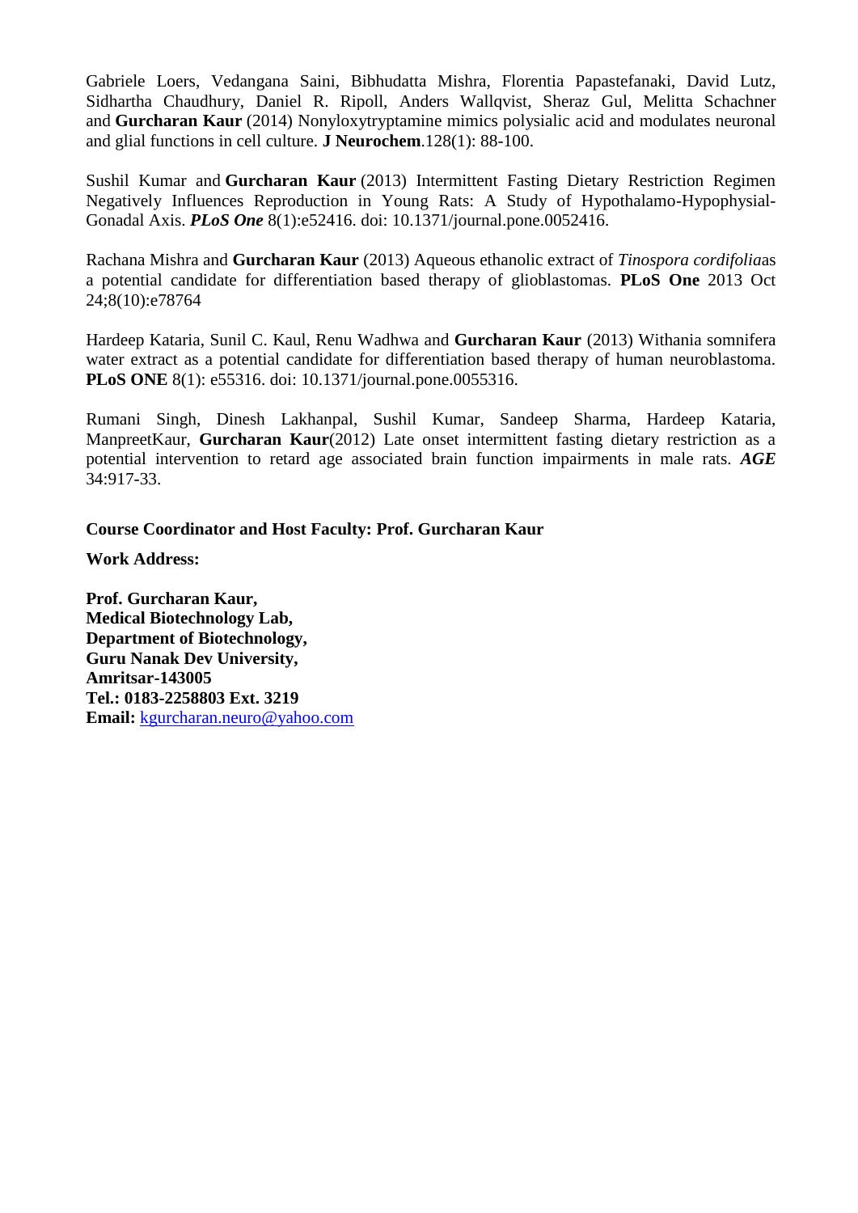Gabriele Loers, Vedangana Saini, Bibhudatta Mishra, Florentia Papastefanaki, David Lutz, Sidhartha Chaudhury, Daniel R. Ripoll, Anders Wallqvist, Sheraz Gul, Melitta Schachner and **Gurcharan Kaur** (2014) Nonyloxytryptamine mimics polysialic acid and modulates neuronal and glial functions in cell culture. **J Neurochem**.128(1): 88-100.

Sushil Kumar and **Gurcharan Kaur** (2013) Intermittent Fasting Dietary Restriction Regimen Negatively Influences Reproduction in Young Rats: A Study of Hypothalamo-Hypophysial-Gonadal Axis. ***PLoS One*** 8(1):e52416. doi: 10.1371/journal.pone.0052416.

Rachana Mishra and **Gurcharan Kaur** (2013) Aqueous ethanolic extract of *Tinospora cordifolia*as a potential candidate for differentiation based therapy of glioblastomas. **PLoS One** 2013 Oct 24;8(10):e78764

Hardeep Kataria, Sunil C. Kaul, Renu Wadhwa and **Gurcharan Kaur** (2013) Withania somnifera water extract as a potential candidate for differentiation based therapy of human neuroblastoma. **PLoS ONE** 8(1): e55316. doi: 10.1371/journal.pone.0055316.

Rumani Singh, Dinesh Lakhanpal, Sushil Kumar, Sandeep Sharma, Hardeep Kataria, ManpreetKaur, **Gurcharan Kaur**(2012) Late onset intermittent fasting dietary restriction as a potential intervention to retard age associated brain function impairments in male rats. ***AGE*** 34:917-33.

**Course Coordinator and Host Faculty: Prof. Gurcharan Kaur**

**Work Address:**

**Prof. Gurcharan Kaur,**
**Medical Biotechnology Lab,**
**Department of Biotechnology,**
**Guru Nanak Dev University,**
**Amritsar-143005**
**Tel.: 0183-2258803 Ext. 3219**
**Email:** kgurcharan.neuro@yahoo.com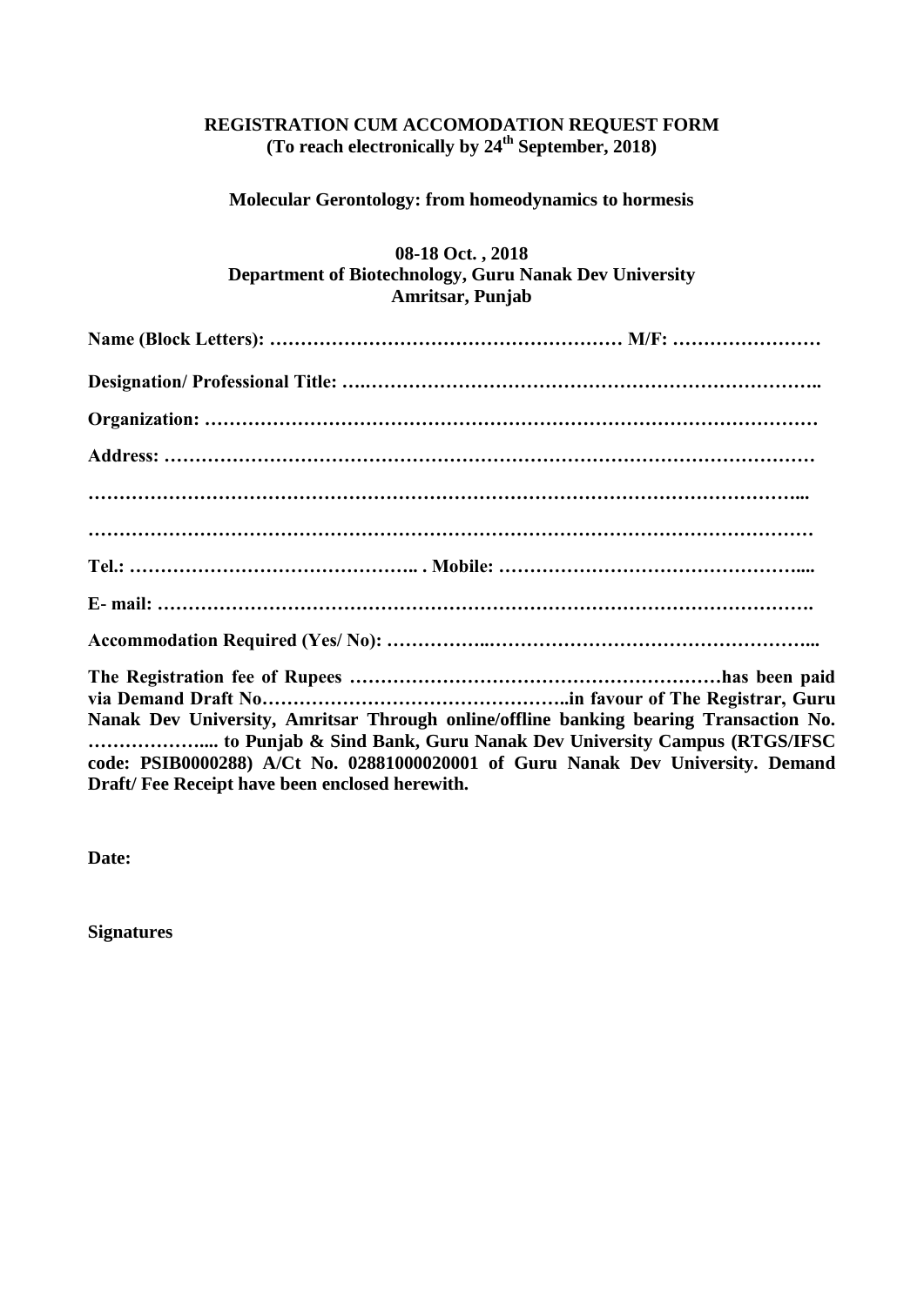**REGISTRATION CUM ACCOMODATION REQUEST FORM**
**(To reach electronically by 24th September, 2018)**

**Molecular Gerontology: from homeodynamics to hormesis**

**08-18 Oct. , 2018**
**Department of Biotechnology, Guru Nanak Dev University**
**Amritsar, Punjab**

**Name (Block Letters): ………………………………………………… M/F: ……………………**

**Designation/ Professional Title: ….…………………………………………………………..**

**Organization: ……………………………………………………………………………………**

**Address: …………………………………………………………………………………………**

**……………………………………………………………………………………………………...**

**……………………………………………………………………………………………………**

**Tel.: ……………………………………….. . Mobile: ………………………………………....**

**E- mail: ………………………………………………………………………………………….**

**Accommodation Required (Yes/ No): ……………..……………………………………………...**

**The Registration fee of Rupees ……………………………………………………has been paid via Demand Draft No…………………………………………..in favour of The Registrar, Guru Nanak Dev University, Amritsar Through online/offline banking bearing Transaction No. ……………….... to Punjab & Sind Bank, Guru Nanak Dev University Campus (RTGS/IFSC code: PSIB0000288) A/Ct No. 02881000020001 of Guru Nanak Dev University. Demand Draft/ Fee Receipt have been enclosed herewith.**

**Date:**

**Signatures**